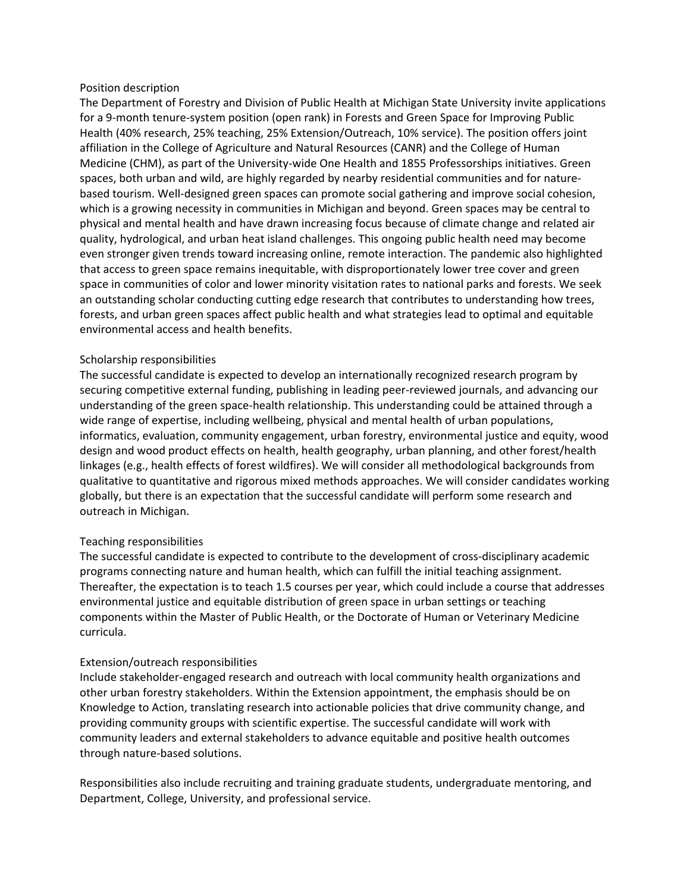## Position description

The Department of Forestry and Division of Public Health at Michigan State University invite applications for a 9-month tenure-system position (open rank) in Forests and Green Space for Improving Public Health (40% research, 25% teaching, 25% Extension/Outreach, 10% service). The position offers joint affiliation in the College of Agriculture and Natural Resources (CANR) and the College of Human Medicine (CHM), as part of the University-wide One Health and 1855 Professorships initiatives. Green spaces, both urban and wild, are highly regarded by nearby residential communities and for nature-based tourism. Well-designed green spaces can promote social gathering and improve social cohesion, which is a growing necessity in communities in Michigan and beyond. Green spaces may be central to physical and mental health and have drawn increasing focus because of climate change and related air quality, hydrological, and urban heat island challenges. This ongoing public health need may become even stronger given trends toward increasing online, remote interaction. The pandemic also highlighted that access to green space remains inequitable, with disproportionately lower tree cover and green space in communities of color and lower minority visitation rates to national parks and forests. We seek an outstanding scholar conducting cutting edge research that contributes to understanding how trees, forests, and urban green spaces affect public health and what strategies lead to optimal and equitable environmental access and health benefits.

## Scholarship responsibilities

The successful candidate is expected to develop an internationally recognized research program by securing competitive external funding, publishing in leading peer-reviewed journals, and advancing our understanding of the green space-health relationship. This understanding could be attained through a wide range of expertise, including wellbeing, physical and mental health of urban populations, informatics, evaluation, community engagement, urban forestry, environmental justice and equity, wood design and wood product effects on health, health geography, urban planning, and other forest/health linkages (e.g., health effects of forest wildfires). We will consider all methodological backgrounds from qualitative to quantitative and rigorous mixed methods approaches. We will consider candidates working globally, but there is an expectation that the successful candidate will perform some research and outreach in Michigan.

## Teaching responsibilities

The successful candidate is expected to contribute to the development of cross-disciplinary academic programs connecting nature and human health, which can fulfill the initial teaching assignment. Thereafter, the expectation is to teach 1.5 courses per year, which could include a course that addresses environmental justice and equitable distribution of green space in urban settings or teaching components within the Master of Public Health, or the Doctorate of Human or Veterinary Medicine curricula.

## Extension/outreach responsibilities

Include stakeholder-engaged research and outreach with local community health organizations and other urban forestry stakeholders. Within the Extension appointment, the emphasis should be on Knowledge to Action, translating research into actionable policies that drive community change, and providing community groups with scientific expertise. The successful candidate will work with community leaders and external stakeholders to advance equitable and positive health outcomes through nature-based solutions.

Responsibilities also include recruiting and training graduate students, undergraduate mentoring, and Department, College, University, and professional service.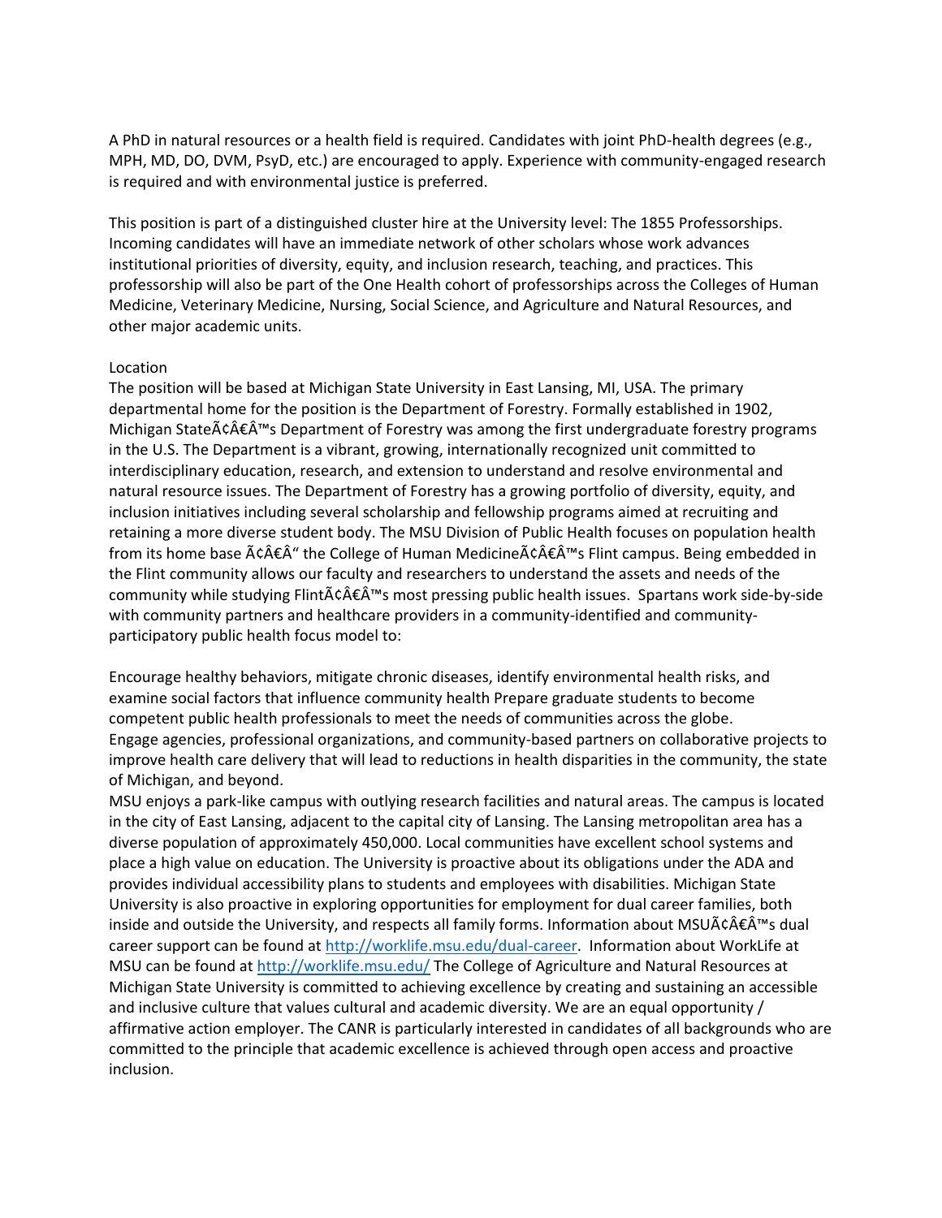A PhD in natural resources or a health field is required. Candidates with joint PhD-health degrees (e.g., MPH, MD, DO, DVM, PsyD, etc.) are encouraged to apply. Experience with community-engaged research is required and with environmental justice is preferred.

This position is part of a distinguished cluster hire at the University level: The 1855 Professorships. Incoming candidates will have an immediate network of other scholars whose work advances institutional priorities of diversity, equity, and inclusion research, teaching, and practices. This professorship will also be part of the One Health cohort of professorships across the Colleges of Human Medicine, Veterinary Medicine, Nursing, Social Science, and Agriculture and Natural Resources, and other major academic units.

Location

The position will be based at Michigan State University in East Lansing, MI, USA. The primary departmental home for the position is the Department of Forestry. Formally established in 1902, Michigan StateÃ¢Â€Â™s Department of Forestry was among the first undergraduate forestry programs in the U.S. The Department is a vibrant, growing, internationally recognized unit committed to interdisciplinary education, research, and extension to understand and resolve environmental and natural resource issues. The Department of Forestry has a growing portfolio of diversity, equity, and inclusion initiatives including several scholarship and fellowship programs aimed at recruiting and retaining a more diverse student body. The MSU Division of Public Health focuses on population health from its home base Ã¢Â€Â“ the College of Human MedicineÃ¢Â€Â™s Flint campus. Being embedded in the Flint community allows our faculty and researchers to understand the assets and needs of the community while studying FlintÃ¢Â€Â™s most pressing public health issues. Spartans work side-by-side with community partners and healthcare providers in a community-identified and community-participatory public health focus model to:

Encourage healthy behaviors, mitigate chronic diseases, identify environmental health risks, and examine social factors that influence community health Prepare graduate students to become competent public health professionals to meet the needs of communities across the globe.
Engage agencies, professional organizations, and community-based partners on collaborative projects to improve health care delivery that will lead to reductions in health disparities in the community, the state of Michigan, and beyond.
MSU enjoys a park-like campus with outlying research facilities and natural areas. The campus is located in the city of East Lansing, adjacent to the capital city of Lansing. The Lansing metropolitan area has a diverse population of approximately 450,000. Local communities have excellent school systems and place a high value on education. The University is proactive about its obligations under the ADA and provides individual accessibility plans to students and employees with disabilities. Michigan State University is also proactive in exploring opportunities for employment for dual career families, both inside and outside the University, and respects all family forms. Information about MSUÃ¢Â€Â™s dual career support can be found at [http://worklife.msu.edu/dual-career](http://worklife.msu.edu/dual-career). Information about WorkLife at MSU can be found at [http://worklife.msu.edu/](http://worklife.msu.edu/) The College of Agriculture and Natural Resources at Michigan State University is committed to achieving excellence by creating and sustaining an accessible and inclusive culture that values cultural and academic diversity. We are an equal opportunity / affirmative action employer. The CANR is particularly interested in candidates of all backgrounds who are committed to the principle that academic excellence is achieved through open access and proactive inclusion.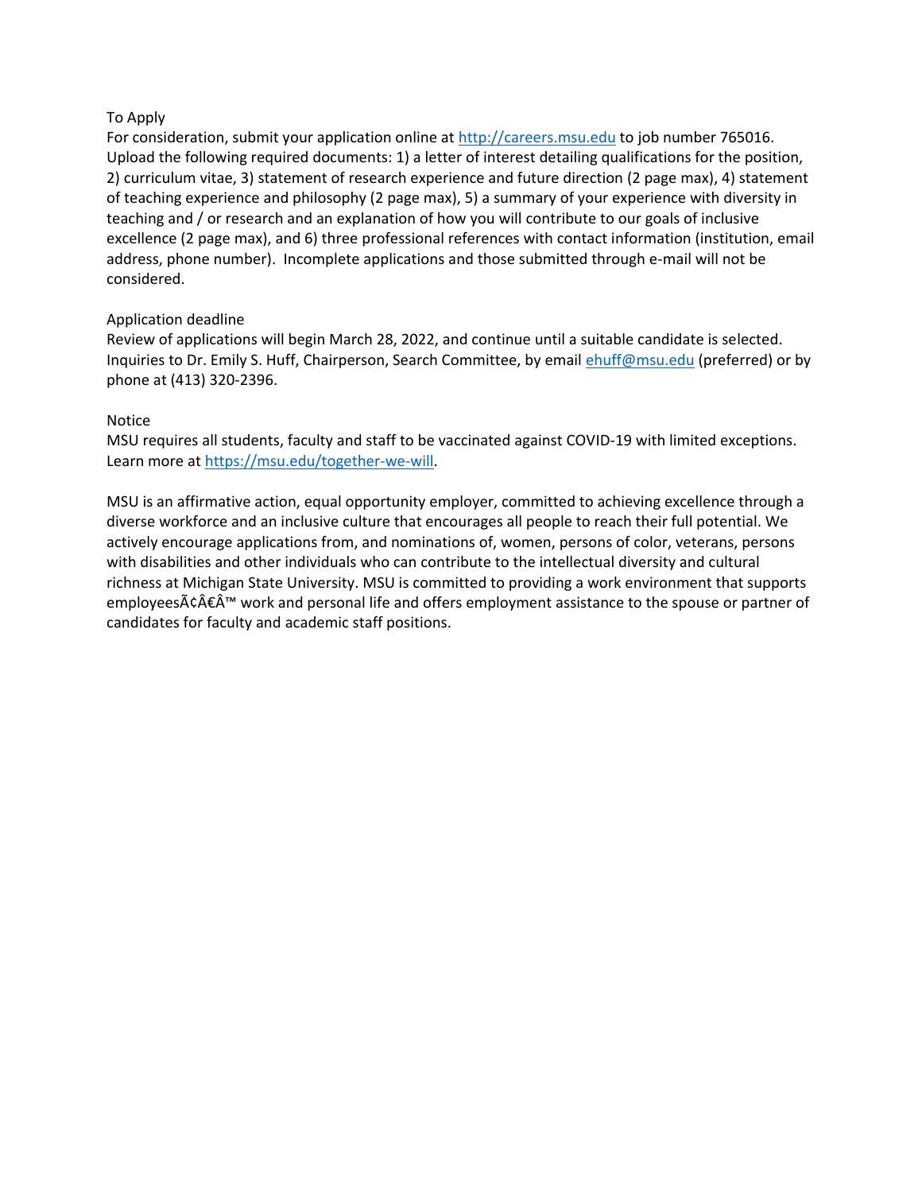To Apply

For consideration, submit your application online at http://careers.msu.edu to job number 765016. Upload the following required documents: 1) a letter of interest detailing qualifications for the position, 2) curriculum vitae, 3) statement of research experience and future direction (2 page max), 4) statement of teaching experience and philosophy (2 page max), 5) a summary of your experience with diversity in teaching and / or research and an explanation of how you will contribute to our goals of inclusive excellence (2 page max), and 6) three professional references with contact information (institution, email address, phone number). Incomplete applications and those submitted through e-mail will not be considered.

Application deadline

Review of applications will begin March 28, 2022, and continue until a suitable candidate is selected. Inquiries to Dr. Emily S. Huff, Chairperson, Search Committee, by email ehuff@msu.edu (preferred) or by phone at (413) 320-2396.

Notice

MSU requires all students, faculty and staff to be vaccinated against COVID-19 with limited exceptions. Learn more at https://msu.edu/together-we-will.

MSU is an affirmative action, equal opportunity employer, committed to achieving excellence through a diverse workforce and an inclusive culture that encourages all people to reach their full potential. We actively encourage applications from, and nominations of, women, persons of color, veterans, persons with disabilities and other individuals who can contribute to the intellectual diversity and cultural richness at Michigan State University. MSU is committed to providing a work environment that supports employeesÃ¢Â€Â™ work and personal life and offers employment assistance to the spouse or partner of candidates for faculty and academic staff positions.